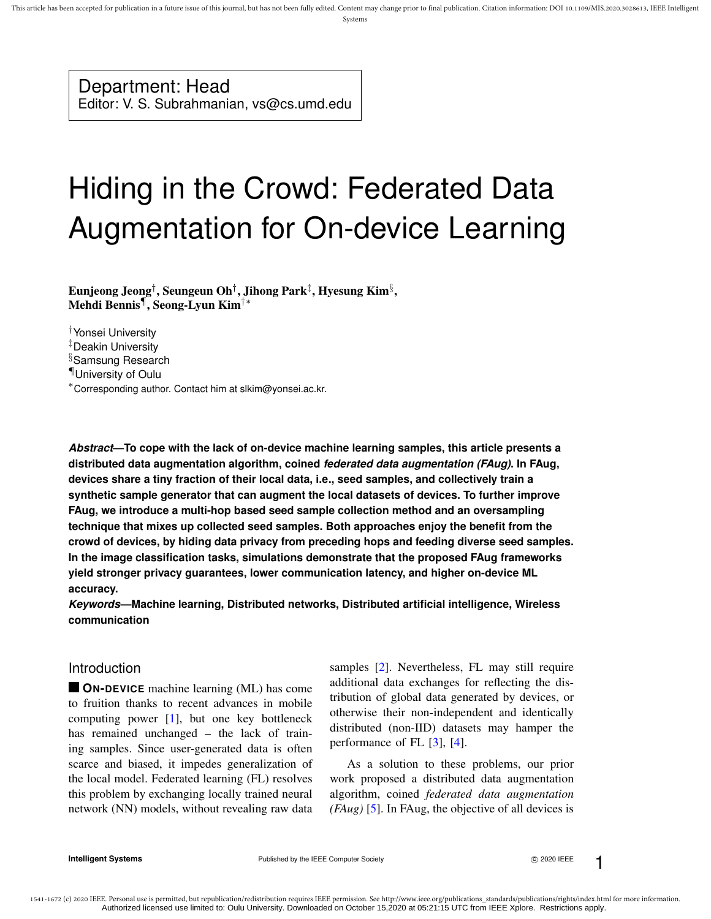Department: Head
Editor: V. S. Subrahmanian, vs@cs.umd.edu

# Hiding in the Crowd: Federated Data Augmentation for On-device Learning

**Eunjeong Jeong[†], Seungeun Oh[†], Jihong Park[‡], Hyesung Kim[§], Mehdi Bennis[¶], Seong-Lyun Kim[†*]**

[†]Yonsei University
[‡]Deakin University
[§]Samsung Research
[¶]University of Oulu
[*]Corresponding author. Contact him at slkim@yonsei.ac.kr.

***Abstract*—To cope with the lack of on-device machine learning samples, this article presents a distributed data augmentation algorithm, coined *federated data augmentation (FAug)*. In FAug, devices share a tiny fraction of their local data, i.e., seed samples, and collectively train a synthetic sample generator that can augment the local datasets of devices. To further improve FAug, we introduce a multi-hop based seed sample collection method and an oversampling technique that mixes up collected seed samples. Both approaches enjoy the benefit from the crowd of devices, by hiding data privacy from preceding hops and feeding diverse seed samples. In the image classification tasks, simulations demonstrate that the proposed FAug frameworks yield stronger privacy guarantees, lower communication latency, and higher on-device ML accuracy.**

***Keywords*—Machine learning, Distributed networks, Distributed artificial intelligence, Wireless communication**

## Introduction

**ON-DEVICE** machine learning (ML) has come to fruition thanks to recent advances in mobile computing power [1], but one key bottleneck has remained unchanged – the lack of training samples. Since user-generated data is often scarce and biased, it impedes generalization of the local model. Federated learning (FL) resolves this problem by exchanging locally trained neural network (NN) models, without revealing raw data samples [2]. Nevertheless, FL may still require additional data exchanges for reflecting the distribution of global data generated by devices, or otherwise their non-independent and identically distributed (non-IID) datasets may hamper the performance of FL [3], [4].

As a solution to these problems, our prior work proposed a distributed data augmentation algorithm, coined *federated data augmentation (FAug)* [5]. In FAug, the objective of all devices is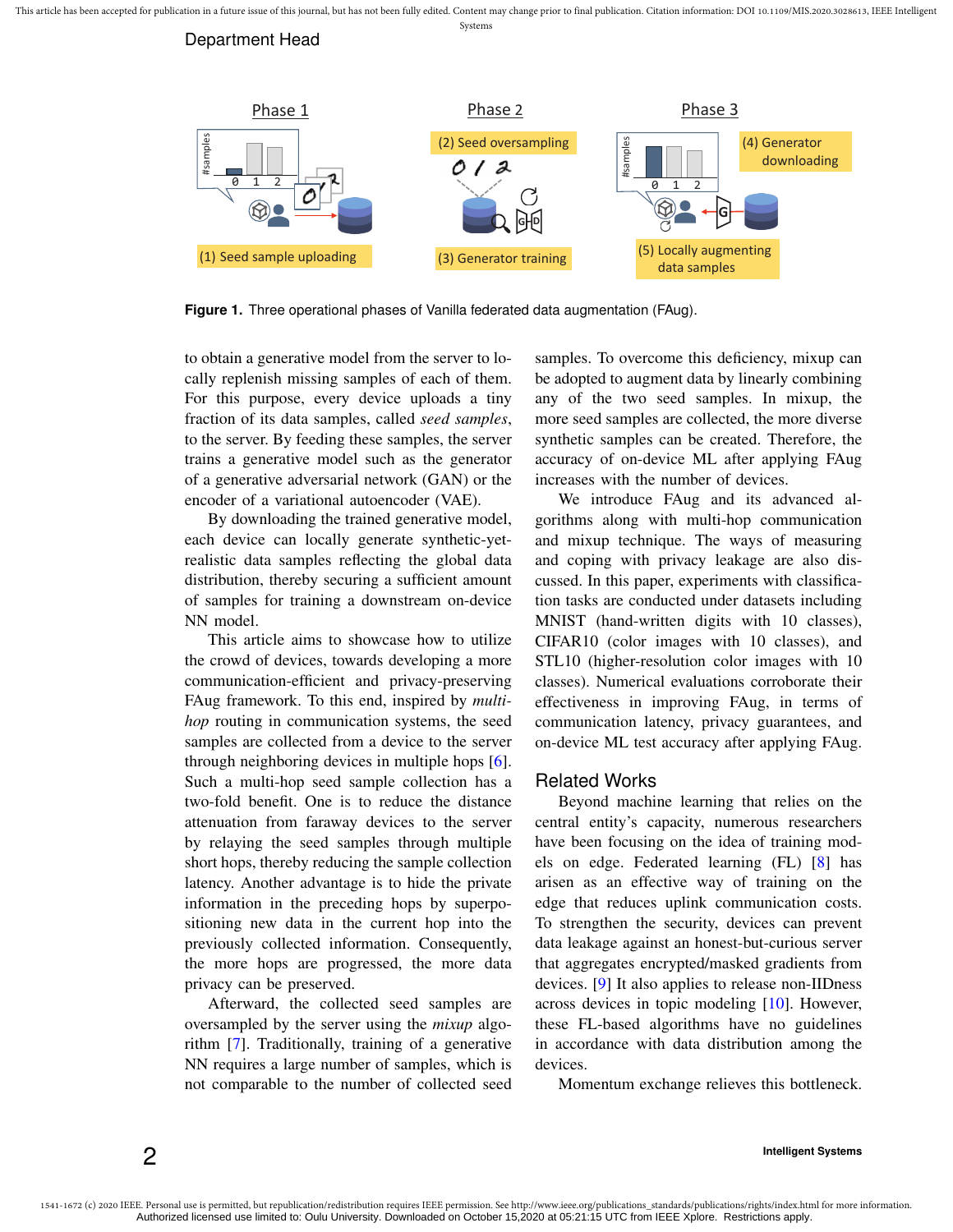Department Head

**Figure 1.** Three operational phases of Vanilla federated data augmentation (FAug).

to obtain a generative model from the server to locally replenish missing samples of each of them. For this purpose, every device uploads a tiny fraction of its data samples, called *seed samples*, to the server. By feeding these samples, the server trains a generative model such as the generator of a generative adversarial network (GAN) or the encoder of a variational autoencoder (VAE).

By downloading the trained generative model, each device can locally generate synthetic-yet-realistic data samples reflecting the global data distribution, thereby securing a sufficient amount of samples for training a downstream on-device NN model.

This article aims to showcase how to utilize the crowd of devices, towards developing a more communication-efficient and privacy-preserving FAug framework. To this end, inspired by *multi-hop* routing in communication systems, the seed samples are collected from a device to the server through neighboring devices in multiple hops [6]. Such a multi-hop seed sample collection has a two-fold benefit. One is to reduce the distance attenuation from faraway devices to the server by relaying the seed samples through multiple short hops, thereby reducing the sample collection latency. Another advantage is to hide the private information in the preceding hops by superpositioning new data in the current hop into the previously collected information. Consequently, the more hops are progressed, the more data privacy can be preserved.

Afterward, the collected seed samples are oversampled by the server using the *mixup* algorithm [7]. Traditionally, training of a generative NN requires a large number of samples, which is not comparable to the number of collected seed samples. To overcome this deficiency, mixup can be adopted to augment data by linearly combining any of the two seed samples. In mixup, the more seed samples are collected, the more diverse synthetic samples can be created. Therefore, the accuracy of on-device ML after applying FAug increases with the number of devices.

We introduce FAug and its advanced algorithms along with multi-hop communication and mixup technique. The ways of measuring and coping with privacy leakage are also discussed. In this paper, experiments with classification tasks are conducted under datasets including MNIST (hand-written digits with 10 classes), CIFAR10 (color images with 10 classes), and STL10 (higher-resolution color images with 10 classes). Numerical evaluations corroborate their effectiveness in improving FAug, in terms of communication latency, privacy guarantees, and on-device ML test accuracy after applying FAug.

## Related Works

Beyond machine learning that relies on the central entity's capacity, numerous researchers have been focusing on the idea of training models on edge. Federated learning (FL) [8] has arisen as an effective way of training on the edge that reduces uplink communication costs. To strengthen the security, devices can prevent data leakage against an honest-but-curious server that aggregates encrypted/masked gradients from devices. [9] It also applies to release non-IIDness across devices in topic modeling [10]. However, these FL-based algorithms have no guidelines in accordance with data distribution among the devices.

Momentum exchange relieves this bottleneck.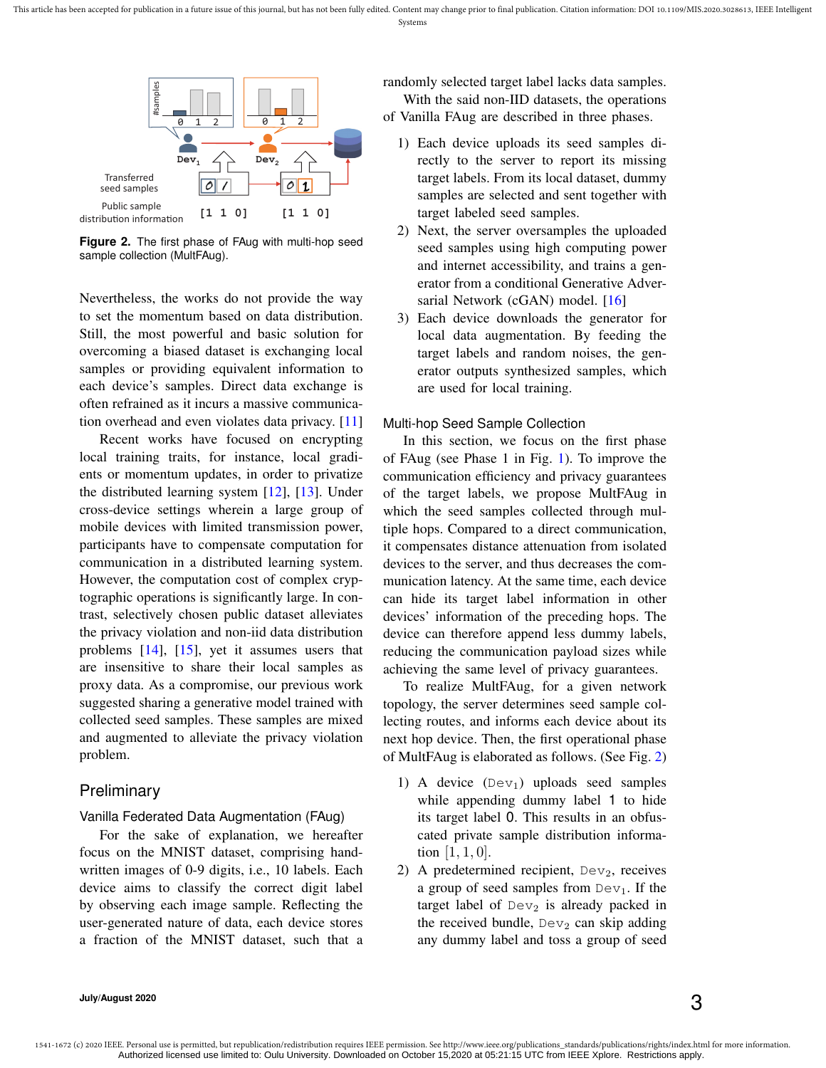Figure 2. The first phase of FAug with multi-hop seed sample collection (MultFAug).

Nevertheless, the works do not provide the way to set the momentum based on data distribution. Still, the most powerful and basic solution for overcoming a biased dataset is exchanging local samples or providing equivalent information to each device's samples. Direct data exchange is often refrained as it incurs a massive communication overhead and even violates data privacy. [11]

Recent works have focused on encrypting local training traits, for instance, local gradients or momentum updates, in order to privatize the distributed learning system [12], [13]. Under cross-device settings wherein a large group of mobile devices with limited transmission power, participants have to compensate computation for communication in a distributed learning system. However, the computation cost of complex cryptographic operations is significantly large. In contrast, selectively chosen public dataset alleviates the privacy violation and non-iid data distribution problems [14], [15], yet it assumes users that are insensitive to share their local samples as proxy data. As a compromise, our previous work suggested sharing a generative model trained with collected seed samples. These samples are mixed and augmented to alleviate the privacy violation problem.

## Preliminary

### Vanilla Federated Data Augmentation (FAug)

For the sake of explanation, we hereafter focus on the MNIST dataset, comprising handwritten images of 0-9 digits, i.e., 10 labels. Each device aims to classify the correct digit label by observing each image sample. Reflecting the user-generated nature of data, each device stores a fraction of the MNIST dataset, such that a randomly selected target label lacks data samples.

With the said non-IID datasets, the operations of Vanilla FAug are described in three phases.

1) Each device uploads its seed samples directly to the server to report its missing target labels. From its local dataset, dummy samples are selected and sent together with target labeled seed samples.
2) Next, the server oversamples the uploaded seed samples using high computing power and internet accessibility, and trains a generator from a conditional Generative Adversarial Network (cGAN) model. [16]
3) Each device downloads the generator for local data augmentation. By feeding the target labels and random noises, the generator outputs synthesized samples, which are used for local training.

### Multi-hop Seed Sample Collection

In this section, we focus on the first phase of FAug (see Phase 1 in Fig. 1). To improve the communication efficiency and privacy guarantees of the target labels, we propose MultFAug in which the seed samples collected through multiple hops. Compared to a direct communication, it compensates distance attenuation from isolated devices to the server, and thus decreases the communication latency. At the same time, each device can hide its target label information in other devices' information of the preceding hops. The device can therefore append less dummy labels, reducing the communication payload sizes while achieving the same level of privacy guarantees.

To realize MultFAug, for a given network topology, the server determines seed sample collecting routes, and informs each device about its next hop device. Then, the first operational phase of MultFAug is elaborated as follows. (See Fig. 2)

1) A device ($\text{Dev}_1$) uploads seed samples while appending dummy label 1 to hide its target label 0. This results in an obfuscated private sample distribution information $[1, 1, 0]$.
2) A predetermined recipient, $\text{Dev}_2$, receives a group of seed samples from $\text{Dev}_1$. If the target label of $\text{Dev}_2$ is already packed in the received bundle, $\text{Dev}_2$ can skip adding any dummy label and toss a group of seed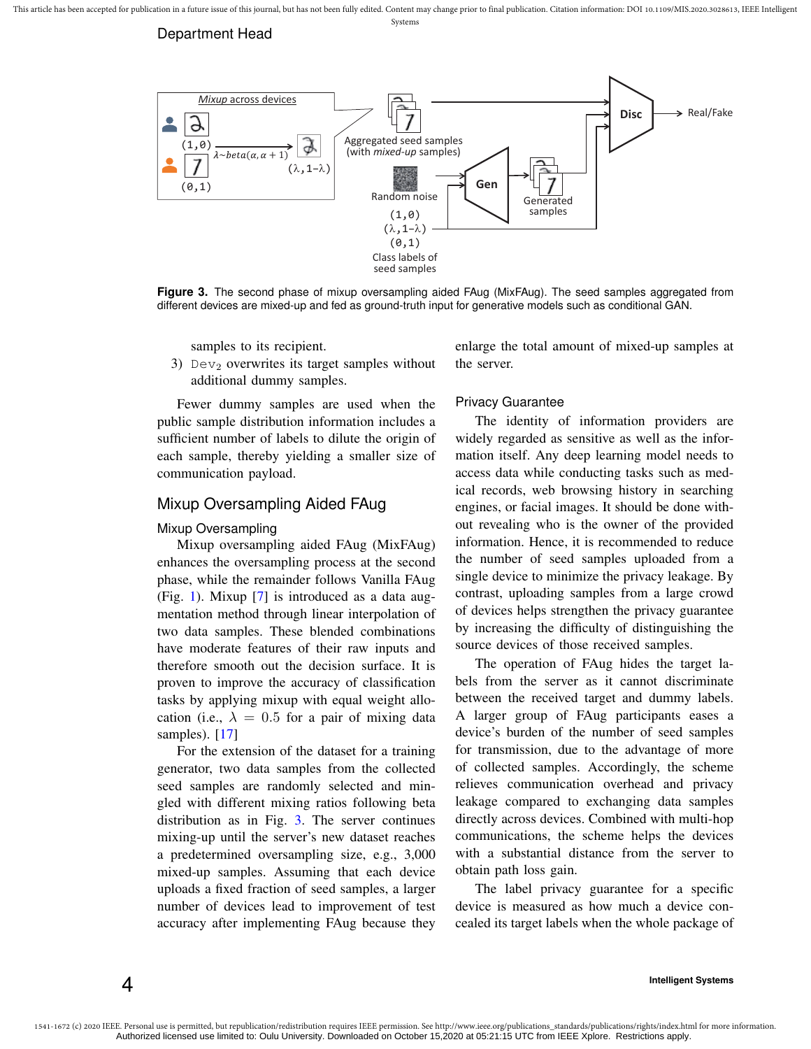Department Head

**Figure 3.** The second phase of mixup oversampling aided FAug (MixFAug). The seed samples aggregated from different devices are mixed-up and fed as ground-truth input for generative models such as conditional GAN.

samples to its recipient.

3) $\text{Dev}_2$ overwrites its target samples without additional dummy samples.

Fewer dummy samples are used when the public sample distribution information includes a sufficient number of labels to dilute the origin of each sample, thereby yielding a smaller size of communication payload.

## Mixup Oversampling Aided FAug

### Mixup Oversampling

Mixup oversampling aided FAug (MixFAug) enhances the oversampling process at the second phase, while the remainder follows Vanilla FAug (Fig. 1). Mixup [7] is introduced as a data augmentation method through linear interpolation of two data samples. These blended combinations have moderate features of their raw inputs and therefore smooth out the decision surface. It is proven to improve the accuracy of classification tasks by applying mixup with equal weight allocation (i.e., $\lambda = 0.5$ for a pair of mixing data samples). [17]

For the extension of the dataset for a training generator, two data samples from the collected seed samples are randomly selected and mingled with different mixing ratios following beta distribution as in Fig. 3. The server continues mixing-up until the server's new dataset reaches a predetermined oversampling size, e.g., 3,000 mixed-up samples. Assuming that each device uploads a fixed fraction of seed samples, a larger number of devices lead to improvement of test accuracy after implementing FAug because they enlarge the total amount of mixed-up samples at the server.

### Privacy Guarantee

The identity of information providers are widely regarded as sensitive as well as the information itself. Any deep learning model needs to access data while conducting tasks such as medical records, web browsing history in searching engines, or facial images. It should be done without revealing who is the owner of the provided information. Hence, it is recommended to reduce the number of seed samples uploaded from a single device to minimize the privacy leakage. By contrast, uploading samples from a large crowd of devices helps strengthen the privacy guarantee by increasing the difficulty of distinguishing the source devices of those received samples.

The operation of FAug hides the target labels from the server as it cannot discriminate between the received target and dummy labels. A larger group of FAug participants eases a device's burden of the number of seed samples for transmission, due to the advantage of more of collected samples. Accordingly, the scheme relieves communication overhead and privacy leakage compared to exchanging data samples directly across devices. Combined with multi-hop communications, the scheme helps the devices with a substantial distance from the server to obtain path loss gain.

The label privacy guarantee for a specific device is measured as how much a device concealed its target labels when the whole package of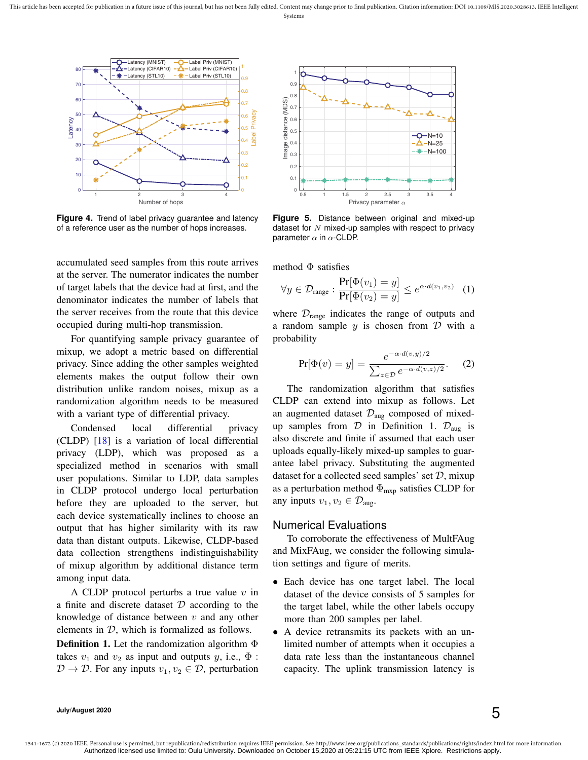**Figure 4.** Trend of label privacy guarantee and latency of a reference user as the number of hops increases.

**Figure 5.** Distance between original and mixed-up dataset for $N$ mixed-up samples with respect to privacy parameter $\alpha$ in $\alpha$-CLDP.

accumulated seed samples from this route arrives at the server. The numerator indicates the number of target labels that the device had at first, and the denominator indicates the number of labels that the server receives from the route that this device occupied during multi-hop transmission.

For quantifying sample privacy guarantee of mixup, we adopt a metric based on differential privacy. Since adding the other samples weighted elements makes the output follow their own distribution unlike random noises, mixup as a randomization algorithm needs to be measured with a variant type of differential privacy.

Condensed local differential privacy (CLDP) [18] is a variation of local differential privacy (LDP), which was proposed as a specialized method in scenarios with small user populations. Similar to LDP, data samples in CLDP protocol undergo local perturbation before they are uploaded to the server, but each device systematically inclines to choose an output that has higher similarity with its raw data than distant outputs. Likewise, CLDP-based data collection strengthens indistinguishability of mixup algorithm by additional distance term among input data.

A CLDP protocol perturbs a true value $v$ in a finite and discrete dataset $\mathcal{D}$ according to the knowledge of distance between $v$ and any other elements in $\mathcal{D}$, which is formalized as follows.

**Definition 1.** Let the randomization algorithm $\Phi$ takes $v_1$ and $v_2$ as input and outputs $y$, i.e., $\Phi : \mathcal{D} \to \mathcal{D}$. For any inputs $v_1, v_2 \in \mathcal{D}$, perturbation method $\Phi$ satisfies

$$\forall y \in \mathcal{D}_{\text{range}} : \frac{\Pr[\Phi(v_1) = y]}{\Pr[\Phi(v_2) = y]} \leq e^{\alpha \cdot d(v_1, v_2)} \quad (1)$$

where $\mathcal{D}_{\text{range}}$ indicates the range of outputs and a random sample $y$ is chosen from $\mathcal{D}$ with a probability

$$\Pr[\Phi(v) = y] = \frac{e^{-\alpha \cdot d(v,y)/2}}{\sum_{z \in \mathcal{D}} e^{-\alpha \cdot d(v,z)/2}}. \quad (2)$$

The randomization algorithm that satisfies CLDP can extend into mixup as follows. Let an augmented dataset $\mathcal{D}_{\text{aug}}$ composed of mixed-up samples from $\mathcal{D}$ in Definition 1. $\mathcal{D}_{\text{aug}}$ is also discrete and finite if assumed that each user uploads equally-likely mixed-up samples to guarantee label privacy. Substituting the augmented dataset for a collected seed samples' set $\mathcal{D}$, mixup as a perturbation method $\Phi_{\text{mxp}}$ satisfies CLDP for any inputs $v_1, v_2 \in \mathcal{D}_{\text{aug}}$.

## Numerical Evaluations

To corroborate the effectiveness of MultFAug and MixFAug, we consider the following simulation settings and figure of merits.

- Each device has one target label. The local dataset of the device consists of 5 samples for the target label, while the other labels occupy more than 200 samples per label.
- A device retransmits its packets with an unlimited number of attempts when it occupies a data rate less than the instantaneous channel capacity. The uplink transmission latency is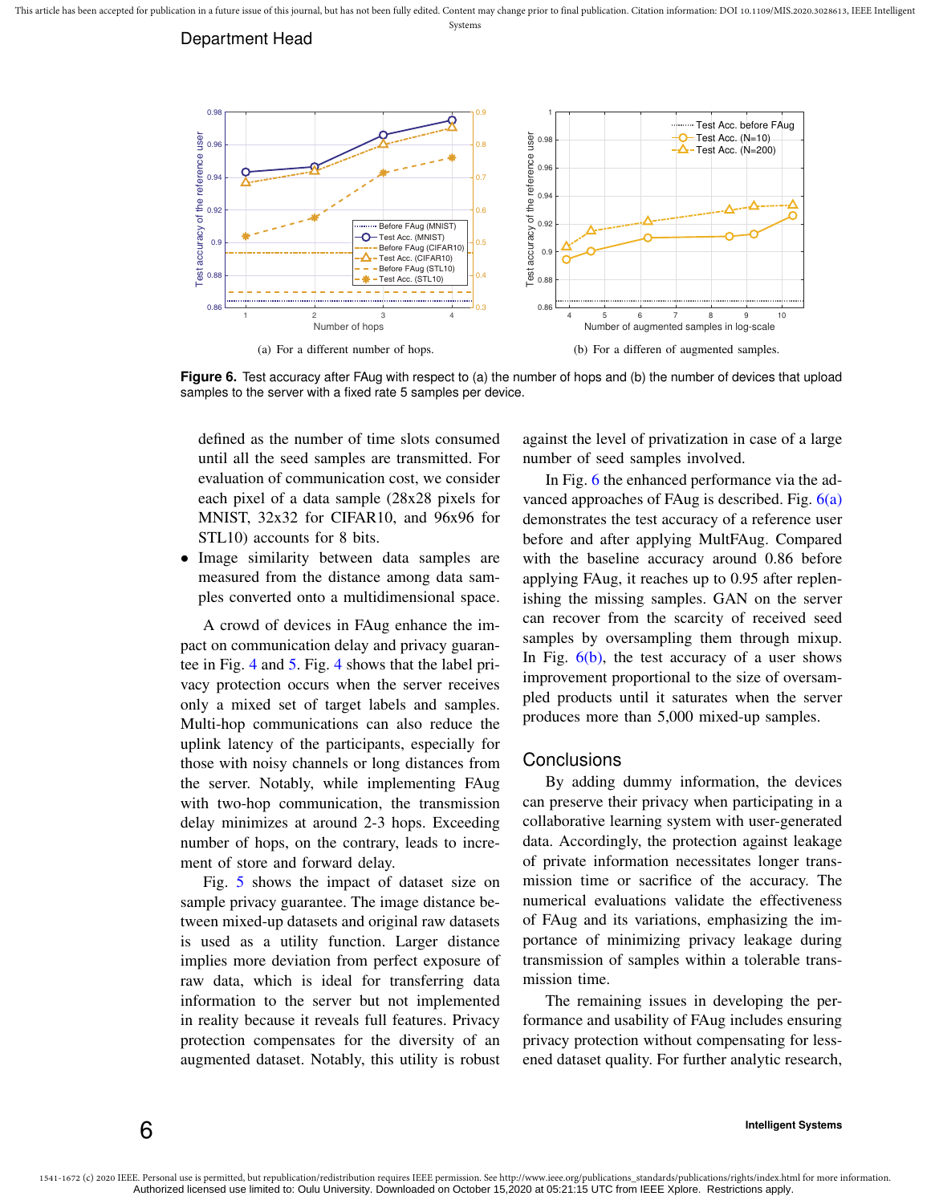(a) For a different number of hops.

(b) For a differen of augmented samples.

**Figure 6.** Test accuracy after FAug with respect to (a) the number of hops and (b) the number of devices that upload samples to the server with a fixed rate 5 samples per device.

defined as the number of time slots consumed until all the seed samples are transmitted. For evaluation of communication cost, we consider each pixel of a data sample (28x28 pixels for MNIST, 32x32 for CIFAR10, and 96x96 for STL10) accounts for 8 bits.

- Image similarity between data samples are measured from the distance among data samples converted onto a multidimensional space.

A crowd of devices in FAug enhance the impact on communication delay and privacy guarantee in Fig. 4 and 5. Fig. 4 shows that the label privacy protection occurs when the server receives only a mixed set of target labels and samples. Multi-hop communications can also reduce the uplink latency of the participants, especially for those with noisy channels or long distances from the server. Notably, while implementing FAug with two-hop communication, the transmission delay minimizes at around 2-3 hops. Exceeding number of hops, on the contrary, leads to increment of store and forward delay.

Fig. 5 shows the impact of dataset size on sample privacy guarantee. The image distance between mixed-up datasets and original raw datasets is used as a utility function. Larger distance implies more deviation from perfect exposure of raw data, which is ideal for transferring data information to the server but not implemented in reality because it reveals full features. Privacy protection compensates for the diversity of an augmented dataset. Notably, this utility is robust against the level of privatization in case of a large number of seed samples involved.

In Fig. 6 the enhanced performance via the advanced approaches of FAug is described. Fig. 6(a) demonstrates the test accuracy of a reference user before and after applying MultFAug. Compared with the baseline accuracy around 0.86 before applying FAug, it reaches up to 0.95 after replenishing the missing samples. GAN on the server can recover from the scarcity of received seed samples by oversampling them through mixup. In Fig. 6(b), the test accuracy of a user shows improvement proportional to the size of oversampled products until it saturates when the server produces more than 5,000 mixed-up samples.

## Conclusions

By adding dummy information, the devices can preserve their privacy when participating in a collaborative learning system with user-generated data. Accordingly, the protection against leakage of private information necessitates longer transmission time or sacrifice of the accuracy. The numerical evaluations validate the effectiveness of FAug and its variations, emphasizing the importance of minimizing privacy leakage during transmission of samples within a tolerable transmission time.

The remaining issues in developing the performance and usability of FAug includes ensuring privacy protection without compensating for lessened dataset quality. For further analytic research,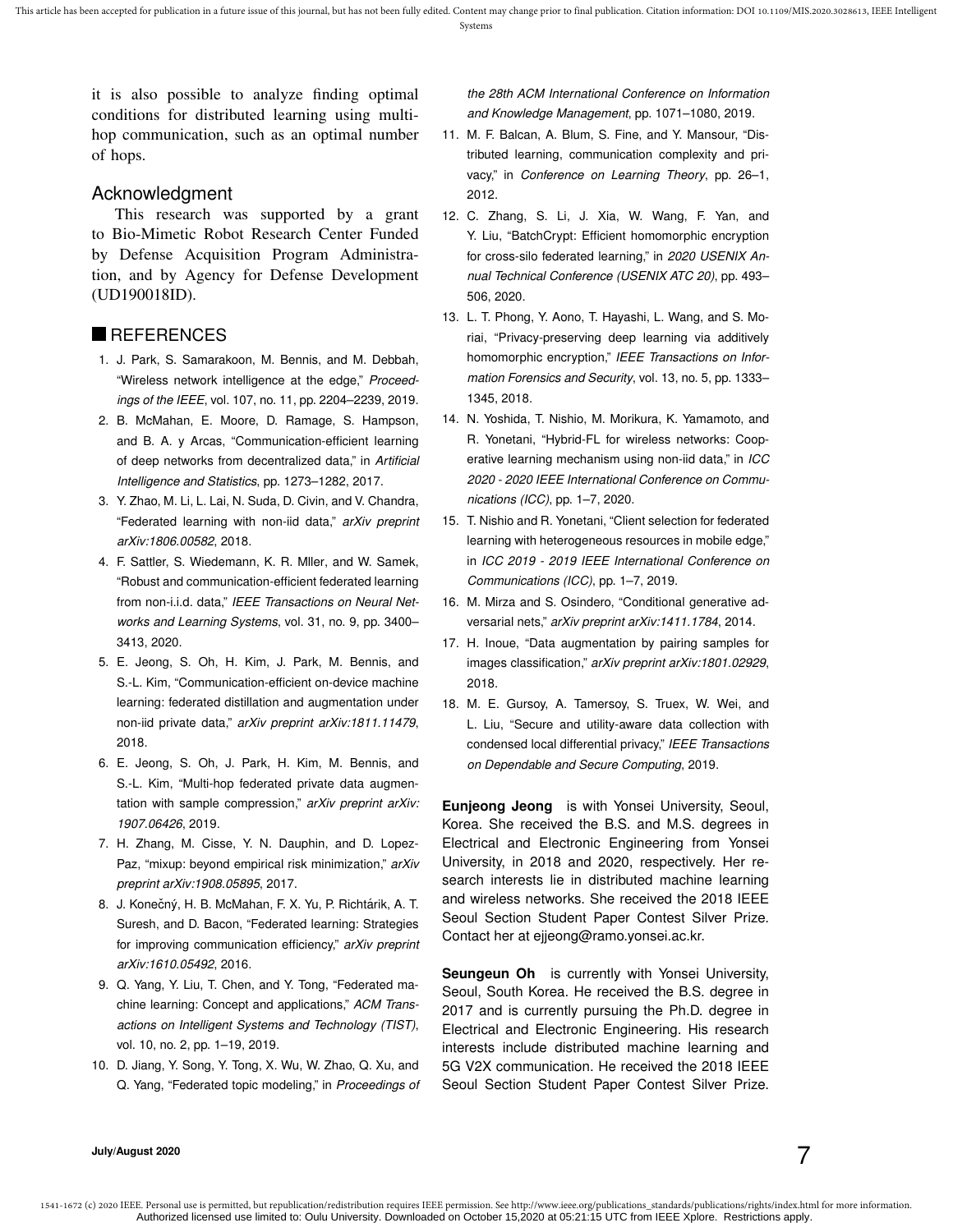it is also possible to analyze finding optimal conditions for distributed learning using multi-hop communication, such as an optimal number of hops.

## Acknowledgment

This research was supported by a grant to Bio-Mimetic Robot Research Center Funded by Defense Acquisition Program Administration, and by Agency for Defense Development (UD190018ID).

## REFERENCES

1. J. Park, S. Samarakoon, M. Bennis, and M. Debbah, "Wireless network intelligence at the edge," *Proceedings of the IEEE*, vol. 107, no. 11, pp. 2204–2239, 2019.
2. B. McMahan, E. Moore, D. Ramage, S. Hampson, and B. A. y Arcas, "Communication-efficient learning of deep networks from decentralized data," in *Artificial Intelligence and Statistics*, pp. 1273–1282, 2017.
3. Y. Zhao, M. Li, L. Lai, N. Suda, D. Civin, and V. Chandra, "Federated learning with non-iid data," *arXiv preprint arXiv:1806.00582*, 2018.
4. F. Sattler, S. Wiedemann, K. R. Mller, and W. Samek, "Robust and communication-efficient federated learning from non-i.i.d. data," *IEEE Transactions on Neural Networks and Learning Systems*, vol. 31, no. 9, pp. 3400–3413, 2020.
5. E. Jeong, S. Oh, H. Kim, J. Park, M. Bennis, and S.-L. Kim, "Communication-efficient on-device machine learning: federated distillation and augmentation under non-iid private data," *arXiv preprint arXiv:1811.11479*, 2018.
6. E. Jeong, S. Oh, J. Park, H. Kim, M. Bennis, and S.-L. Kim, "Multi-hop federated private data augmentation with sample compression," *arXiv preprint arXiv: 1907.06426*, 2019.
7. H. Zhang, M. Cisse, Y. N. Dauphin, and D. Lopez-Paz, "mixup: beyond empirical risk minimization," *arXiv preprint arXiv:1908.05895*, 2017.
8. J. Konečný, H. B. McMahan, F. X. Yu, P. Richtárik, A. T. Suresh, and D. Bacon, "Federated learning: Strategies for improving communication efficiency," *arXiv preprint arXiv:1610.05492*, 2016.
9. Q. Yang, Y. Liu, T. Chen, and Y. Tong, "Federated machine learning: Concept and applications," *ACM Transactions on Intelligent Systems and Technology (TIST)*, vol. 10, no. 2, pp. 1–19, 2019.
10. D. Jiang, Y. Song, Y. Tong, X. Wu, W. Zhao, Q. Xu, and Q. Yang, "Federated topic modeling," in *Proceedings of the 28th ACM International Conference on Information and Knowledge Management*, pp. 1071–1080, 2019.
11. M. F. Balcan, A. Blum, S. Fine, and Y. Mansour, "Distributed learning, communication complexity and privacy," in *Conference on Learning Theory*, pp. 26–1, 2012.
12. C. Zhang, S. Li, J. Xia, W. Wang, F. Yan, and Y. Liu, "BatchCrypt: Efficient homomorphic encryption for cross-silo federated learning," in *2020 USENIX Annual Technical Conference (USENIX ATC 20)*, pp. 493–506, 2020.
13. L. T. Phong, Y. Aono, T. Hayashi, L. Wang, and S. Moriai, "Privacy-preserving deep learning via additively homomorphic encryption," *IEEE Transactions on Information Forensics and Security*, vol. 13, no. 5, pp. 1333–1345, 2018.
14. N. Yoshida, T. Nishio, M. Morikura, K. Yamamoto, and R. Yonetani, "Hybrid-FL for wireless networks: Cooperative learning mechanism using non-iid data," in *ICC 2020 - 2020 IEEE International Conference on Communications (ICC)*, pp. 1–7, 2020.
15. T. Nishio and R. Yonetani, "Client selection for federated learning with heterogeneous resources in mobile edge," in *ICC 2019 - 2019 IEEE International Conference on Communications (ICC)*, pp. 1–7, 2019.
16. M. Mirza and S. Osindero, "Conditional generative adversarial nets," *arXiv preprint arXiv:1411.1784*, 2014.
17. H. Inoue, "Data augmentation by pairing samples for images classification," *arXiv preprint arXiv:1801.02929*, 2018.
18. M. E. Gursoy, A. Tamersoy, S. Truex, W. Wei, and L. Liu, "Secure and utility-aware data collection with condensed local differential privacy," *IEEE Transactions on Dependable and Secure Computing*, 2019.

**Eunjeong Jeong** is with Yonsei University, Seoul, Korea. She received the B.S. and M.S. degrees in Electrical and Electronic Engineering from Yonsei University, in 2018 and 2020, respectively. Her research interests lie in distributed machine learning and wireless networks. She received the 2018 IEEE Seoul Section Student Paper Contest Silver Prize. Contact her at ejjeong@ramo.yonsei.ac.kr.

**Seungeun Oh** is currently with Yonsei University, Seoul, South Korea. He received the B.S. degree in 2017 and is currently pursuing the Ph.D. degree in Electrical and Electronic Engineering. His research interests include distributed machine learning and 5G V2X communication. He received the 2018 IEEE Seoul Section Student Paper Contest Silver Prize.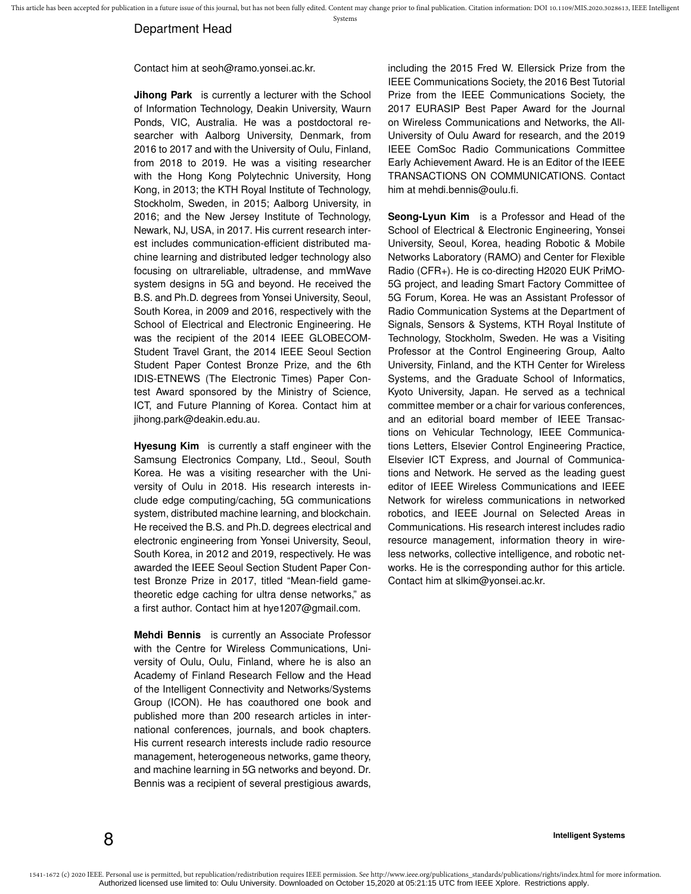Contact him at seoh@ramo.yonsei.ac.kr.

**Jihong Park** is currently a lecturer with the School of Information Technology, Deakin University, Waurn Ponds, VIC, Australia. He was a postdoctoral researcher with Aalborg University, Denmark, from 2016 to 2017 and with the University of Oulu, Finland, from 2018 to 2019. He was a visiting researcher with the Hong Kong Polytechnic University, Hong Kong, in 2013; the KTH Royal Institute of Technology, Stockholm, Sweden, in 2015; Aalborg University, in 2016; and the New Jersey Institute of Technology, Newark, NJ, USA, in 2017. His current research interest includes communication-efficient distributed machine learning and distributed ledger technology also focusing on ultrareliable, ultradense, and mmWave system designs in 5G and beyond. He received the B.S. and Ph.D. degrees from Yonsei University, Seoul, South Korea, in 2009 and 2016, respectively with the School of Electrical and Electronic Engineering. He was the recipient of the 2014 IEEE GLOBECOM-Student Travel Grant, the 2014 IEEE Seoul Section Student Paper Contest Bronze Prize, and the 6th IDIS-ETNEWS (The Electronic Times) Paper Contest Award sponsored by the Ministry of Science, ICT, and Future Planning of Korea. Contact him at jihong.park@deakin.edu.au.

**Hyesung Kim** is currently a staff engineer with the Samsung Electronics Company, Ltd., Seoul, South Korea. He was a visiting researcher with the University of Oulu in 2018. His research interests include edge computing/caching, 5G communications system, distributed machine learning, and blockchain. He received the B.S. and Ph.D. degrees electrical and electronic engineering from Yonsei University, Seoul, South Korea, in 2012 and 2019, respectively. He was awarded the IEEE Seoul Section Student Paper Contest Bronze Prize in 2017, titled "Mean-field game-theoretic edge caching for ultra dense networks," as a first author. Contact him at hye1207@gmail.com.

**Mehdi Bennis** is currently an Associate Professor with the Centre for Wireless Communications, University of Oulu, Oulu, Finland, where he is also an Academy of Finland Research Fellow and the Head of the Intelligent Connectivity and Networks/Systems Group (ICON). He has coauthored one book and published more than 200 research articles in international conferences, journals, and book chapters. His current research interests include radio resource management, heterogeneous networks, game theory, and machine learning in 5G networks and beyond. Dr. Bennis was a recipient of several prestigious awards, including the 2015 Fred W. Ellersick Prize from the IEEE Communications Society, the 2016 Best Tutorial Prize from the IEEE Communications Society, the 2017 EURASIP Best Paper Award for the Journal on Wireless Communications and Networks, the All-University of Oulu Award for research, and the 2019 IEEE ComSoc Radio Communications Committee Early Achievement Award. He is an Editor of the IEEE TRANSACTIONS ON COMMUNICATIONS. Contact him at mehdi.bennis@oulu.fi.

**Seong-Lyun Kim** is a Professor and Head of the School of Electrical & Electronic Engineering, Yonsei University, Seoul, Korea, heading Robotic & Mobile Networks Laboratory (RAMO) and Center for Flexible Radio (CFR+). He is co-directing H2020 EUK PriMO-5G project, and leading Smart Factory Committee of 5G Forum, Korea. He was an Assistant Professor of Radio Communication Systems at the Department of Signals, Sensors & Systems, KTH Royal Institute of Technology, Stockholm, Sweden. He was a Visiting Professor at the Control Engineering Group, Aalto University, Finland, and the KTH Center for Wireless Systems, and the Graduate School of Informatics, Kyoto University, Japan. He served as a technical committee member or a chair for various conferences, and an editorial board member of IEEE Transactions on Vehicular Technology, IEEE Communications Letters, Elsevier Control Engineering Practice, Elsevier ICT Express, and Journal of Communications and Network. He served as the leading guest editor of IEEE Wireless Communications and IEEE Network for wireless communications in networked robotics, and IEEE Journal on Selected Areas in Communications. His research interest includes radio resource management, information theory in wireless networks, collective intelligence, and robotic networks. He is the corresponding author for this article. Contact him at slkim@yonsei.ac.kr.